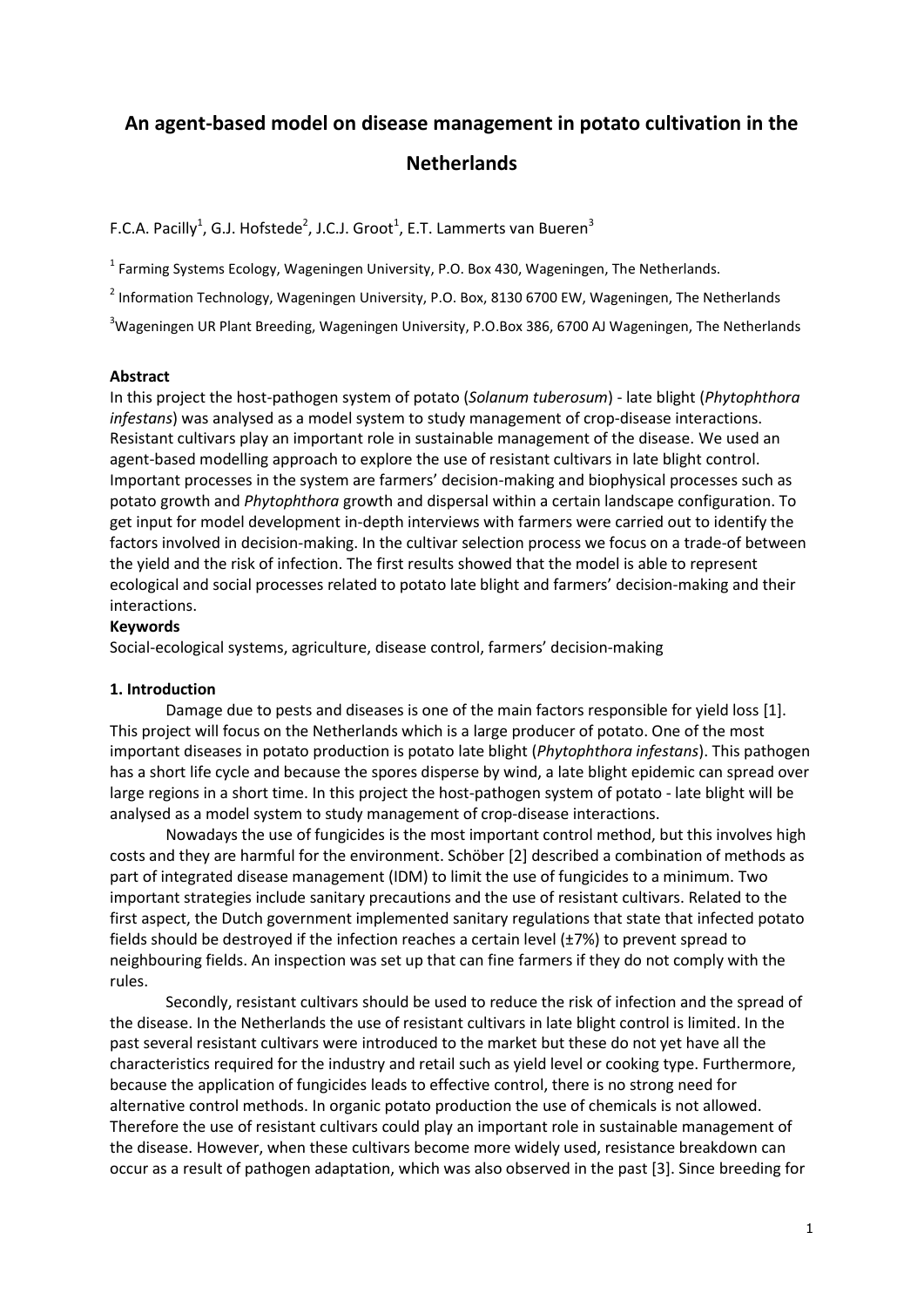# An agent-based model on disease management in potato cultivation in the Netherlands

F.C.A. Pacilly[1], G.J. Hofstede[2], J.C.J. Groot[1], E.T. Lammerts van Bueren[3]

[1] Farming Systems Ecology, Wageningen University, P.O. Box 430, Wageningen, The Netherlands.

[2] Information Technology, Wageningen University, P.O. Box, 8130 6700 EW, Wageningen, The Netherlands

[3] Wageningen UR Plant Breeding, Wageningen University, P.O.Box 386, 6700 AJ Wageningen, The Netherlands

**Abstract**

In this project the host-pathogen system of potato (*Solanum tuberosum*) - late blight (*Phytophthora infestans*) was analysed as a model system to study management of crop-disease interactions. Resistant cultivars play an important role in sustainable management of the disease. We used an agent-based modelling approach to explore the use of resistant cultivars in late blight control. Important processes in the system are farmers' decision-making and biophysical processes such as potato growth and *Phytophthora* growth and dispersal within a certain landscape configuration. To get input for model development in-depth interviews with farmers were carried out to identify the factors involved in decision-making. In the cultivar selection process we focus on a trade-of between the yield and the risk of infection. The first results showed that the model is able to represent ecological and social processes related to potato late blight and farmers' decision-making and their interactions.

**Keywords**

Social-ecological systems, agriculture, disease control, farmers' decision-making

## 1. Introduction

Damage due to pests and diseases is one of the main factors responsible for yield loss [1]. This project will focus on the Netherlands which is a large producer of potato. One of the most important diseases in potato production is potato late blight (*Phytophthora infestans*). This pathogen has a short life cycle and because the spores disperse by wind, a late blight epidemic can spread over large regions in a short time. In this project the host-pathogen system of potato - late blight will be analysed as a model system to study management of crop-disease interactions.

Nowadays the use of fungicides is the most important control method, but this involves high costs and they are harmful for the environment. Schöber [2] described a combination of methods as part of integrated disease management (IDM) to limit the use of fungicides to a minimum. Two important strategies include sanitary precautions and the use of resistant cultivars. Related to the first aspect, the Dutch government implemented sanitary regulations that state that infected potato fields should be destroyed if the infection reaches a certain level (±7%) to prevent spread to neighbouring fields. An inspection was set up that can fine farmers if they do not comply with the rules.

Secondly, resistant cultivars should be used to reduce the risk of infection and the spread of the disease. In the Netherlands the use of resistant cultivars in late blight control is limited. In the past several resistant cultivars were introduced to the market but these do not yet have all the characteristics required for the industry and retail such as yield level or cooking type. Furthermore, because the application of fungicides leads to effective control, there is no strong need for alternative control methods. In organic potato production the use of chemicals is not allowed. Therefore the use of resistant cultivars could play an important role in sustainable management of the disease. However, when these cultivars become more widely used, resistance breakdown can occur as a result of pathogen adaptation, which was also observed in the past [3]. Since breeding for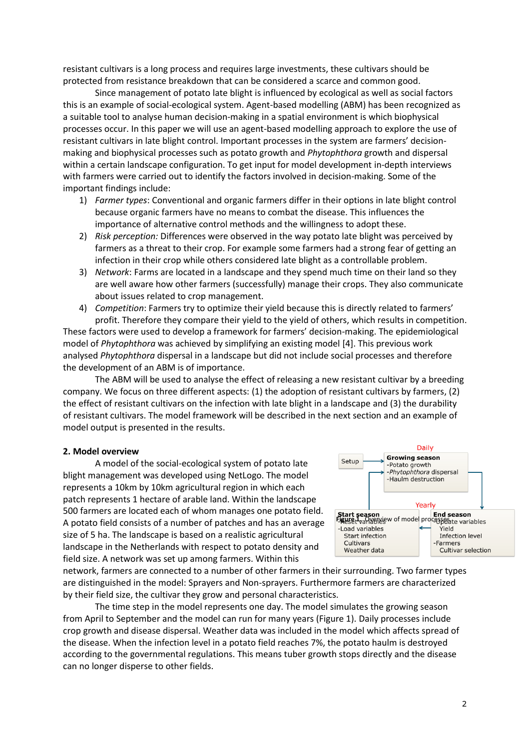resistant cultivars is a long process and requires large investments, these cultivars should be protected from resistance breakdown that can be considered a scarce and common good.

Since management of potato late blight is influenced by ecological as well as social factors this is an example of social-ecological system. Agent-based modelling (ABM) has been recognized as a suitable tool to analyse human decision-making in a spatial environment is which biophysical processes occur. In this paper we will use an agent-based modelling approach to explore the use of resistant cultivars in late blight control. Important processes in the system are farmers' decision-making and biophysical processes such as potato growth and *Phytophthora* growth and dispersal within a certain landscape configuration. To get input for model development in-depth interviews with farmers were carried out to identify the factors involved in decision-making. Some of the important findings include:

1) *Farmer types*: Conventional and organic farmers differ in their options in late blight control because organic farmers have no means to combat the disease. This influences the importance of alternative control methods and the willingness to adopt these.
2) *Risk perception:* Differences were observed in the way potato late blight was perceived by farmers as a threat to their crop. For example some farmers had a strong fear of getting an infection in their crop while others considered late blight as a controllable problem.
3) *Network*: Farms are located in a landscape and they spend much time on their land so they are well aware how other farmers (successfully) manage their crops. They also communicate about issues related to crop management.
4) *Competition*: Farmers try to optimize their yield because this is directly related to farmers' profit. Therefore they compare their yield to the yield of others, which results in competition.

These factors were used to develop a framework for farmers' decision-making. The epidemiological model of *Phytophthora* was achieved by simplifying an existing model [4]. This previous work analysed *Phytophthora* dispersal in a landscape but did not include social processes and therefore the development of an ABM is of importance.

The ABM will be used to analyse the effect of releasing a new resistant cultivar by a breeding company. We focus on three different aspects: (1) the adoption of resistant cultivars by farmers, (2) the effect of resistant cultivars on the infection with late blight in a landscape and (3) the durability of resistant cultivars. The model framework will be described in the next section and an example of model output is presented in the results.

## 2. Model overview

A model of the social-ecological system of potato late blight management was developed using NetLogo. The model represents a 10km by 10km agricultural region in which each patch represents 1 hectare of arable land. Within the landscape 500 farmers are located each of whom manages one potato field. A potato field consists of a number of patches and has an average size of 5 ha. The landscape is based on a realistic agricultural landscape in the Netherlands with respect to potato density and field size. A network was set up among farmers. Within this network, farmers are connected to a number of other farmers in their surrounding. Two farmer types are distinguished in the model: Sprayers and Non-sprayers. Furthermore farmers are characterized by their field size, the cultivar they grow and personal characteristics.

Figure 1. Overview of model processes

The time step in the model represents one day. The model simulates the growing season from April to September and the model can run for many years (Figure 1). Daily processes include crop growth and disease dispersal. Weather data was included in the model which affects spread of the disease. When the infection level in a potato field reaches 7%, the potato haulm is destroyed according to the governmental regulations. This means tuber growth stops directly and the disease can no longer disperse to other fields.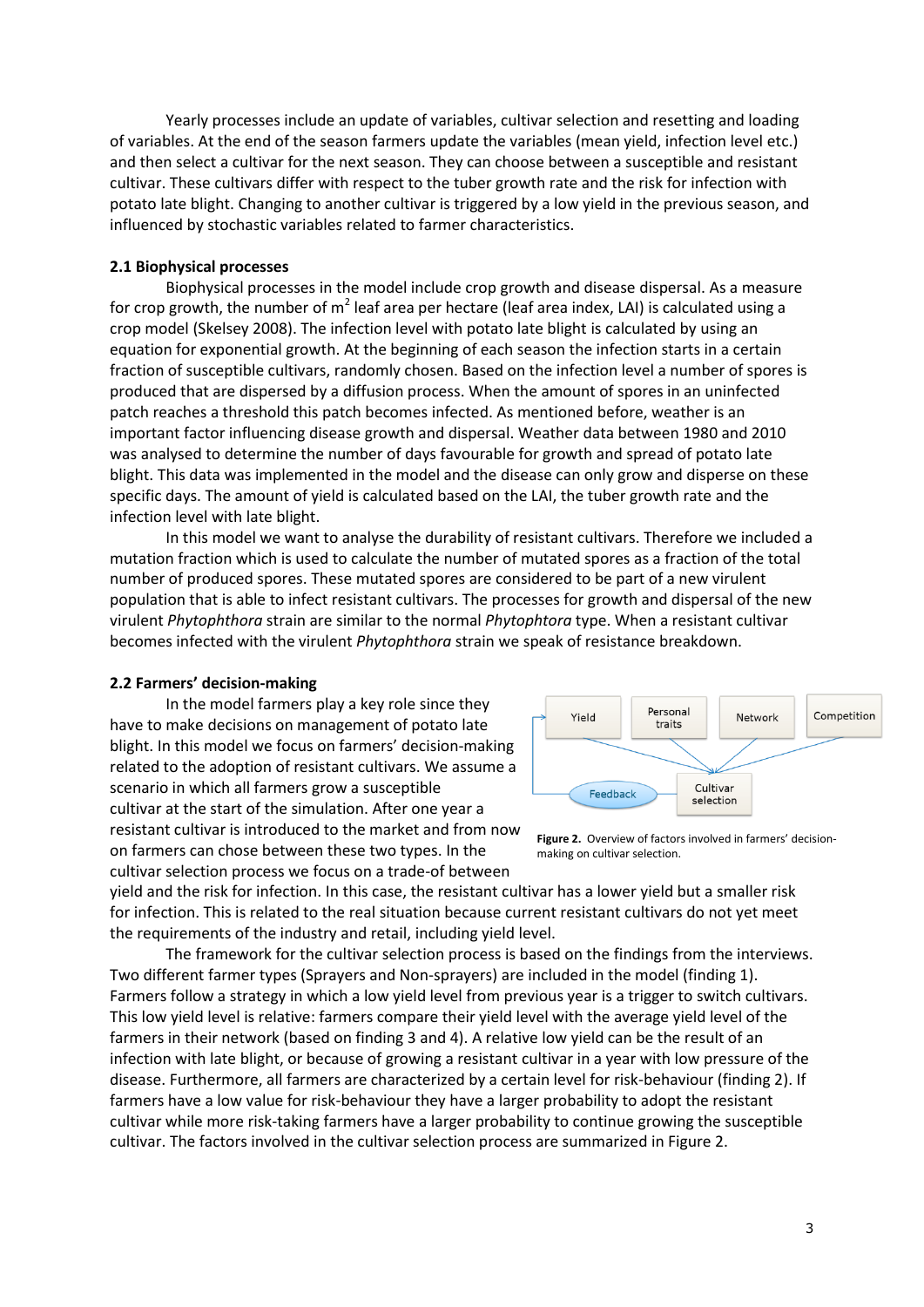Yearly processes include an update of variables, cultivar selection and resetting and loading of variables. At the end of the season farmers update the variables (mean yield, infection level etc.) and then select a cultivar for the next season. They can choose between a susceptible and resistant cultivar. These cultivars differ with respect to the tuber growth rate and the risk for infection with potato late blight. Changing to another cultivar is triggered by a low yield in the previous season, and influenced by stochastic variables related to farmer characteristics.

### 2.1 Biophysical processes

Biophysical processes in the model include crop growth and disease dispersal. As a measure for crop growth, the number of $m^2$ leaf area per hectare (leaf area index, LAI) is calculated using a crop model (Skelsey 2008). The infection level with potato late blight is calculated by using an equation for exponential growth. At the beginning of each season the infection starts in a certain fraction of susceptible cultivars, randomly chosen. Based on the infection level a number of spores is produced that are dispersed by a diffusion process. When the amount of spores in an uninfected patch reaches a threshold this patch becomes infected. As mentioned before, weather is an important factor influencing disease growth and dispersal. Weather data between 1980 and 2010 was analysed to determine the number of days favourable for growth and spread of potato late blight. This data was implemented in the model and the disease can only grow and disperse on these specific days. The amount of yield is calculated based on the LAI, the tuber growth rate and the infection level with late blight.

In this model we want to analyse the durability of resistant cultivars. Therefore we included a mutation fraction which is used to calculate the number of mutated spores as a fraction of the total number of produced spores. These mutated spores are considered to be part of a new virulent population that is able to infect resistant cultivars. The processes for growth and dispersal of the new virulent *Phytophthora* strain are similar to the normal *Phytophthora* type. When a resistant cultivar becomes infected with the virulent *Phytophthora* strain we speak of resistance breakdown.

### 2.2 Farmers' decision-making

In the model farmers play a key role since they have to make decisions on management of potato late blight. In this model we focus on farmers' decision-making related to the adoption of resistant cultivars. We assume a scenario in which all farmers grow a susceptible cultivar at the start of the simulation. After one year a resistant cultivar is introduced to the market and from now on farmers can chose between these two types. In the cultivar selection process we focus on a trade-of between yield and the risk for infection. In this case, the resistant cultivar has a lower yield but a smaller risk for infection. This is related to the real situation because current resistant cultivars do not yet meet the requirements of the industry and retail, including yield level.

Yield | Personal traits | Network | Competition | Feedback | Cultivar selection

**Figure 2.** Overview of factors involved in farmers' decision-making on cultivar selection.

The framework for the cultivar selection process is based on the findings from the interviews. Two different farmer types (Sprayers and Non-sprayers) are included in the model (finding 1). Farmers follow a strategy in which a low yield level from previous year is a trigger to switch cultivars. This low yield level is relative: farmers compare their yield level with the average yield level of the farmers in their network (based on finding 3 and 4). A relative low yield can be the result of an infection with late blight, or because of growing a resistant cultivar in a year with low pressure of the disease. Furthermore, all farmers are characterized by a certain level for risk-behaviour (finding 2). If farmers have a low value for risk-behaviour they have a larger probability to adopt the resistant cultivar while more risk-taking farmers have a larger probability to continue growing the susceptible cultivar. The factors involved in the cultivar selection process are summarized in Figure 2.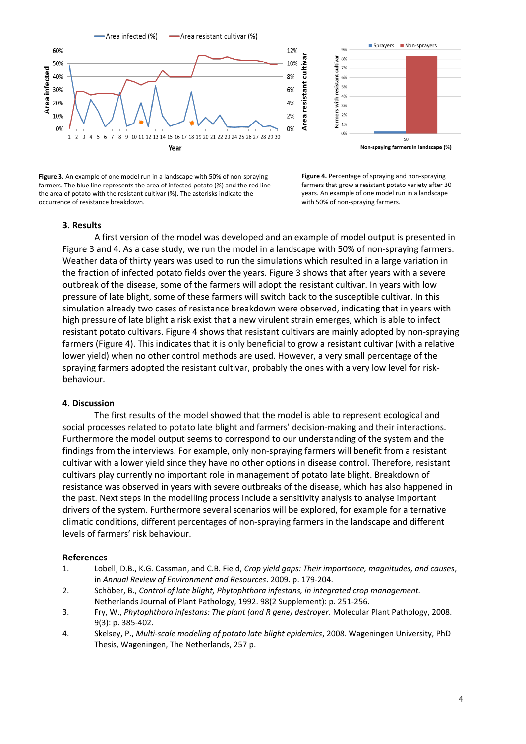Area infected (%) — Area resistant cultivar (%)

Area infected: 60% 50% 40% 30% 20% 10% 0%

Area resistant cultivar: 12% 10% 8% 6% 4% 2% 0%

1 2 3 4 5 6 7 8 9 10 11 12 13 14 15 16 17 18 19 20 21 22 23 24 25 26 27 28 29 30

Year

Sprayers ■ Non-sprayers

Farmers with resistant cultivar: 9% 8% 7% 6% 5% 4% 3% 2% 1% 0%

50

Non-spaying farmers in landscape (%)

**Figure 3.** An example of one model run in a landscape with 50% of non-spraying farmers. The blue line represents the area of infected potato (%) and the red line the area of potato with the resistant cultivar (%). The asterisks indicate the occurrence of resistance breakdown.

**Figure 4.** Percentage of spraying and non-spraying farmers that grow a resistant potato variety after 30 years. An example of one model run in a landscape with 50% of non-spraying farmers.

## 3. Results

A first version of the model was developed and an example of model output is presented in Figure 3 and 4. As a case study, we run the model in a landscape with 50% of non-spraying farmers. Weather data of thirty years was used to run the simulations which resulted in a large variation in the fraction of infected potato fields over the years. Figure 3 shows that after years with a severe outbreak of the disease, some of the farmers will adopt the resistant cultivar. In years with low pressure of late blight, some of these farmers will switch back to the susceptible cultivar. In this simulation already two cases of resistance breakdown were observed, indicating that in years with high pressure of late blight a risk exist that a new virulent strain emerges, which is able to infect resistant potato cultivars. Figure 4 shows that resistant cultivars are mainly adopted by non-spraying farmers (Figure 4). This indicates that it is only beneficial to grow a resistant cultivar (with a relative lower yield) when no other control methods are used. However, a very small percentage of the spraying farmers adopted the resistant cultivar, probably the ones with a very low level for risk-behaviour.

## 4. Discussion

The first results of the model showed that the model is able to represent ecological and social processes related to potato late blight and farmers' decision-making and their interactions. Furthermore the model output seems to correspond to our understanding of the system and the findings from the interviews. For example, only non-spraying farmers will benefit from a resistant cultivar with a lower yield since they have no other options in disease control. Therefore, resistant cultivars play currently no important role in management of potato late blight. Breakdown of resistance was observed in years with severe outbreaks of the disease, which has also happened in the past. Next steps in the modelling process include a sensitivity analysis to analyse important drivers of the system. Furthermore several scenarios will be explored, for example for alternative climatic conditions, different percentages of non-spraying farmers in the landscape and different levels of farmers' risk behaviour.

## References

1. Lobell, D.B., K.G. Cassman, and C.B. Field, *Crop yield gaps: Their importance, magnitudes, and causes*, in *Annual Review of Environment and Resources*. 2009. p. 179-204.
2. Schöber, B., *Control of late blight, Phytophthora infestans, in integrated crop management.* Netherlands Journal of Plant Pathology, 1992. 98(2 Supplement): p. 251-256.
3. Fry, W., *Phytophthora infestans: The plant (and R gene) destroyer.* Molecular Plant Pathology, 2008. 9(3): p. 385-402.
4. Skelsey, P., *Multi-scale modeling of potato late blight epidemics*, 2008. Wageningen University, PhD Thesis, Wageningen, The Netherlands, 257 p.